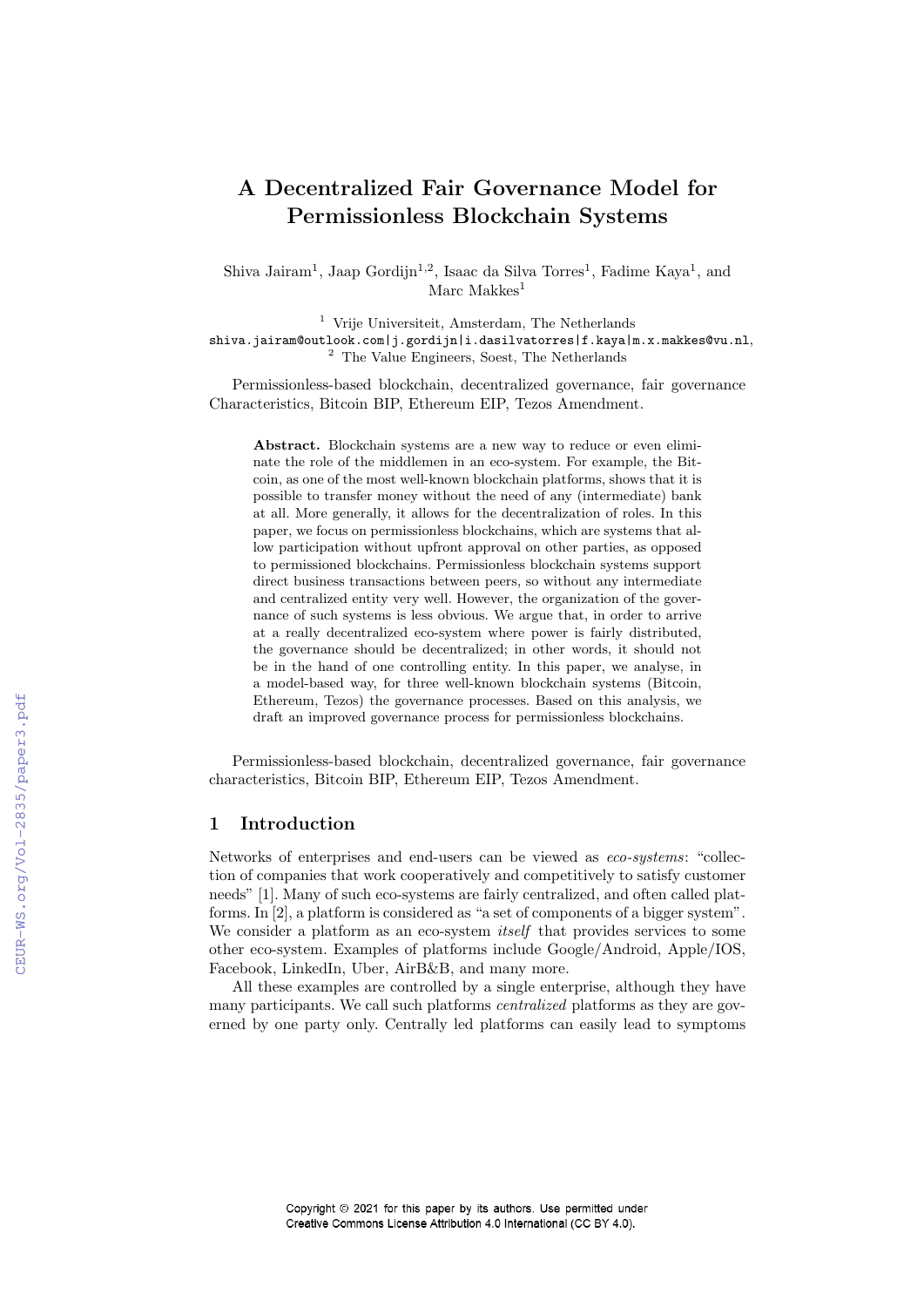# A Decentralized Fair Governance Model for Permissionless Blockchain Systems

Shiva Jairam[1], Jaap Gordijn[1,2], Isaac da Silva Torres[1], Fadime Kaya[1], and Marc Makkes[1]

[1] Vrije Universiteit, Amsterdam, The Netherlands
shiva.jairam@outlook.com|j.gordijn|i.dasilvatorres|f.kaya|m.x.makkes@vu.nl,
[2] The Value Engineers, Soest, The Netherlands

Permissionless-based blockchain, decentralized governance, fair governance Characteristics, Bitcoin BIP, Ethereum EIP, Tezos Amendment.

**Abstract.** Blockchain systems are a new way to reduce or even eliminate the role of the middlemen in an eco-system. For example, the Bitcoin, as one of the most well-known blockchain platforms, shows that it is possible to transfer money without the need of any (intermediate) bank at all. More generally, it allows for the decentralization of roles. In this paper, we focus on permissionless blockchains, which are systems that allow participation without upfront approval on other parties, as opposed to permissioned blockchains. Permissionless blockchain systems support direct business transactions between peers, so without any intermediate and centralized entity very well. However, the organization of the governance of such systems is less obvious. We argue that, in order to arrive at a really decentralized eco-system where power is fairly distributed, the governance should be decentralized; in other words, it should not be in the hand of one controlling entity. In this paper, we analyse, in a model-based way, for three well-known blockchain systems (Bitcoin, Ethereum, Tezos) the governance processes. Based on this analysis, we draft an improved governance process for permissionless blockchains.

Permissionless-based blockchain, decentralized governance, fair governance characteristics, Bitcoin BIP, Ethereum EIP, Tezos Amendment.

## 1 Introduction

Networks of enterprises and end-users can be viewed as *eco-systems*: "collection of companies that work cooperatively and competitively to satisfy customer needs" [1]. Many of such eco-systems are fairly centralized, and often called platforms. In [2], a platform is considered as "a set of components of a bigger system". We consider a platform as an eco-system *itself* that provides services to some other eco-system. Examples of platforms include Google/Android, Apple/IOS, Facebook, LinkedIn, Uber, AirB&B, and many more.

All these examples are controlled by a single enterprise, although they have many participants. We call such platforms *centralized* platforms as they are governed by one party only. Centrally led platforms can easily lead to symptoms

Copyright © 2021 for this paper by its authors. Use permitted under Creative Commons License Attribution 4.0 International (CC BY 4.0).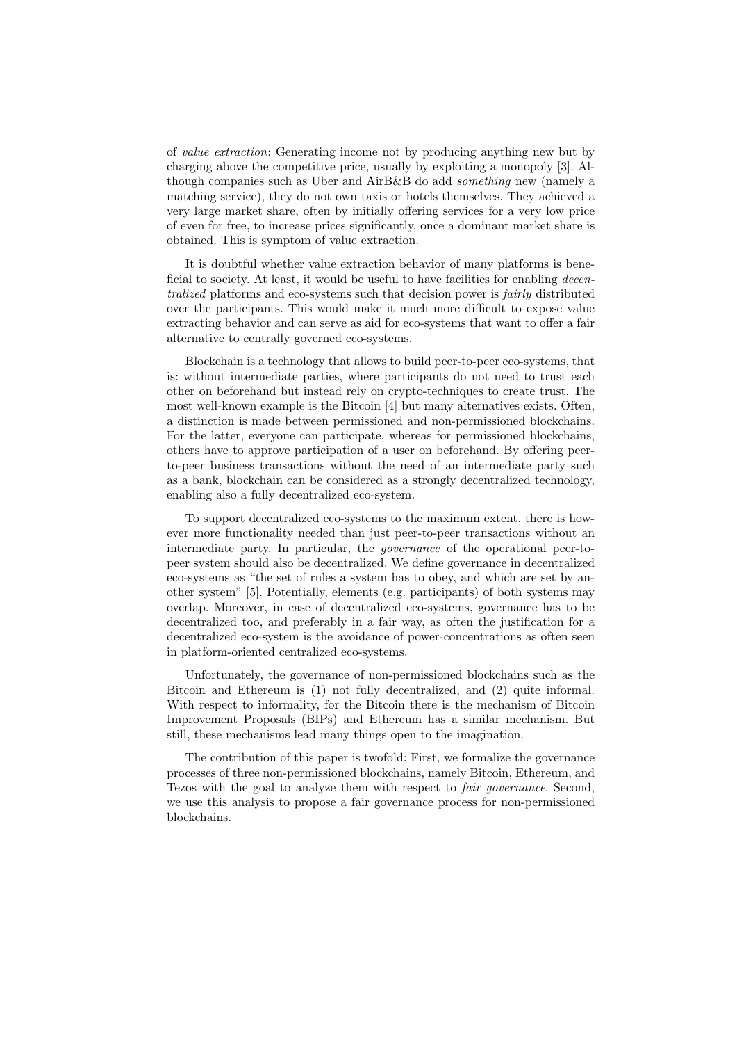of *value extraction*: Generating income not by producing anything new but by charging above the competitive price, usually by exploiting a monopoly [3]. Although companies such as Uber and AirB&B do add *something* new (namely a matching service), they do not own taxis or hotels themselves. They achieved a very large market share, often by initially offering services for a very low price of even for free, to increase prices significantly, once a dominant market share is obtained. This is symptom of value extraction.

It is doubtful whether value extraction behavior of many platforms is beneficial to society. At least, it would be useful to have facilities for enabling *decentralized* platforms and eco-systems such that decision power is *fairly* distributed over the participants. This would make it much more difficult to expose value extracting behavior and can serve as aid for eco-systems that want to offer a fair alternative to centrally governed eco-systems.

Blockchain is a technology that allows to build peer-to-peer eco-systems, that is: without intermediate parties, where participants do not need to trust each other on beforehand but instead rely on crypto-techniques to create trust. The most well-known example is the Bitcoin [4] but many alternatives exists. Often, a distinction is made between permissioned and non-permissioned blockchains. For the latter, everyone can participate, whereas for permissioned blockchains, others have to approve participation of a user on beforehand. By offering peer-to-peer business transactions without the need of an intermediate party such as a bank, blockchain can be considered as a strongly decentralized technology, enabling also a fully decentralized eco-system.

To support decentralized eco-systems to the maximum extent, there is however more functionality needed than just peer-to-peer transactions without an intermediate party. In particular, the *governance* of the operational peer-to-peer system should also be decentralized. We define governance in decentralized eco-systems as "the set of rules a system has to obey, and which are set by another system" [5]. Potentially, elements (e.g. participants) of both systems may overlap. Moreover, in case of decentralized eco-systems, governance has to be decentralized too, and preferably in a fair way, as often the justification for a decentralized eco-system is the avoidance of power-concentrations as often seen in platform-oriented centralized eco-systems.

Unfortunately, the governance of non-permissioned blockchains such as the Bitcoin and Ethereum is (1) not fully decentralized, and (2) quite informal. With respect to informality, for the Bitcoin there is the mechanism of Bitcoin Improvement Proposals (BIPs) and Ethereum has a similar mechanism. But still, these mechanisms lead many things open to the imagination.

The contribution of this paper is twofold: First, we formalize the governance processes of three non-permissioned blockchains, namely Bitcoin, Ethereum, and Tezos with the goal to analyze them with respect to *fair governance*. Second, we use this analysis to propose a fair governance process for non-permissioned blockchains.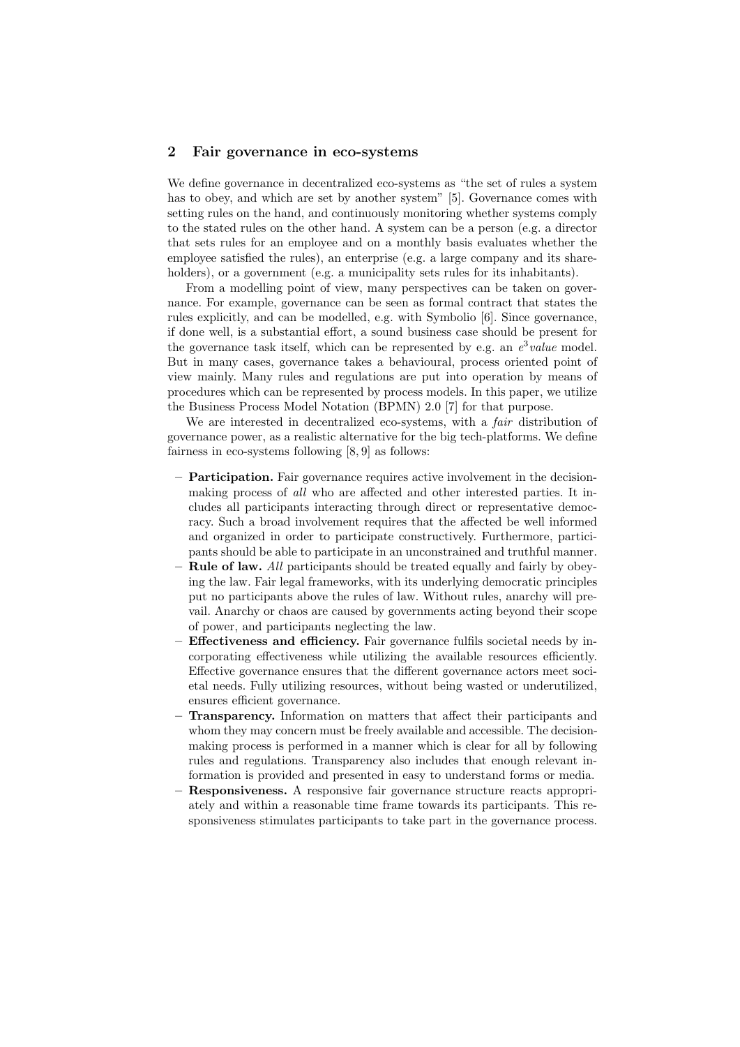## 2 Fair governance in eco-systems

We define governance in decentralized eco-systems as "the set of rules a system has to obey, and which are set by another system" [5]. Governance comes with setting rules on the hand, and continuously monitoring whether systems comply to the stated rules on the other hand. A system can be a person (e.g. a director that sets rules for an employee and on a monthly basis evaluates whether the employee satisfied the rules), an enterprise (e.g. a large company and its shareholders), or a government (e.g. a municipality sets rules for its inhabitants).

From a modelling point of view, many perspectives can be taken on governance. For example, governance can be seen as formal contract that states the rules explicitly, and can be modelled, e.g. with Symbolio [6]. Since governance, if done well, is a substantial effort, a sound business case should be present for the governance task itself, which can be represented by e.g. an $e^3$*value* model. But in many cases, governance takes a behavioural, process oriented point of view mainly. Many rules and regulations are put into operation by means of procedures which can be represented by process models. In this paper, we utilize the Business Process Model Notation (BPMN) 2.0 [7] for that purpose.

We are interested in decentralized eco-systems, with a *fair* distribution of governance power, as a realistic alternative for the big tech-platforms. We define fairness in eco-systems following [8, 9] as follows:

- **Participation.** Fair governance requires active involvement in the decision-making process of *all* who are affected and other interested parties. It includes all participants interacting through direct or representative democracy. Such a broad involvement requires that the affected be well informed and organized in order to participate constructively. Furthermore, participants should be able to participate in an unconstrained and truthful manner.
- **Rule of law.** *All* participants should be treated equally and fairly by obeying the law. Fair legal frameworks, with its underlying democratic principles put no participants above the rules of law. Without rules, anarchy will prevail. Anarchy or chaos are caused by governments acting beyond their scope of power, and participants neglecting the law.
- **Effectiveness and efficiency.** Fair governance fulfils societal needs by incorporating effectiveness while utilizing the available resources efficiently. Effective governance ensures that the different governance actors meet societal needs. Fully utilizing resources, without being wasted or underutilized, ensures efficient governance.
- **Transparency.** Information on matters that affect their participants and whom they may concern must be freely available and accessible. The decision-making process is performed in a manner which is clear for all by following rules and regulations. Transparency also includes that enough relevant information is provided and presented in easy to understand forms or media.
- **Responsiveness.** A responsive fair governance structure reacts appropriately and within a reasonable time frame towards its participants. This responsiveness stimulates participants to take part in the governance process.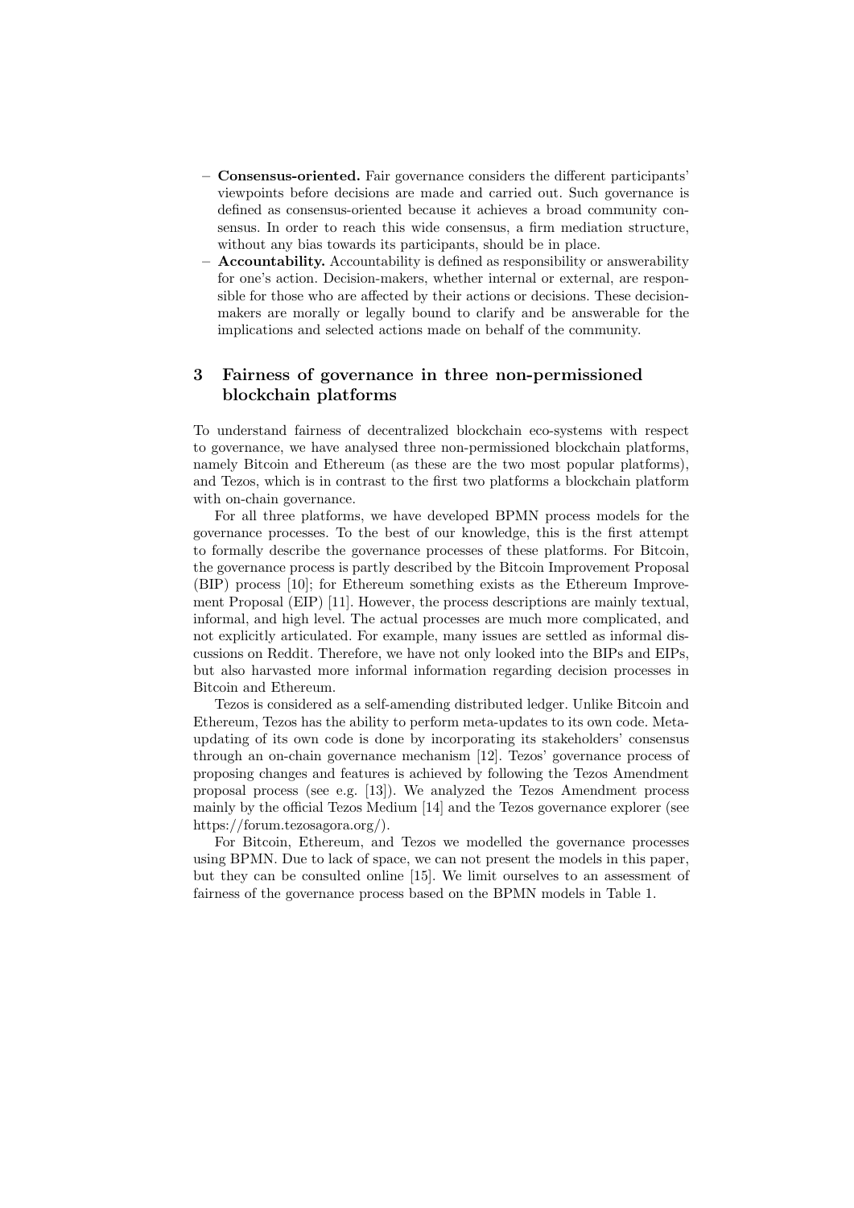- **Consensus-oriented.** Fair governance considers the different participants' viewpoints before decisions are made and carried out. Such governance is defined as consensus-oriented because it achieves a broad community consensus. In order to reach this wide consensus, a firm mediation structure, without any bias towards its participants, should be in place.
- **Accountability.** Accountability is defined as responsibility or answerability for one's action. Decision-makers, whether internal or external, are responsible for those who are affected by their actions or decisions. These decision-makers are morally or legally bound to clarify and be answerable for the implications and selected actions made on behalf of the community.

## 3 Fairness of governance in three non-permissioned blockchain platforms

To understand fairness of decentralized blockchain eco-systems with respect to governance, we have analysed three non-permissioned blockchain platforms, namely Bitcoin and Ethereum (as these are the two most popular platforms), and Tezos, which is in contrast to the first two platforms a blockchain platform with on-chain governance.

For all three platforms, we have developed BPMN process models for the governance processes. To the best of our knowledge, this is the first attempt to formally describe the governance processes of these platforms. For Bitcoin, the governance process is partly described by the Bitcoin Improvement Proposal (BIP) process [10]; for Ethereum something exists as the Ethereum Improvement Proposal (EIP) [11]. However, the process descriptions are mainly textual, informal, and high level. The actual processes are much more complicated, and not explicitly articulated. For example, many issues are settled as informal discussions on Reddit. Therefore, we have not only looked into the BIPs and EIPs, but also harvasted more informal information regarding decision processes in Bitcoin and Ethereum.

Tezos is considered as a self-amending distributed ledger. Unlike Bitcoin and Ethereum, Tezos has the ability to perform meta-updates to its own code. Meta-updating of its own code is done by incorporating its stakeholders' consensus through an on-chain governance mechanism [12]. Tezos' governance process of proposing changes and features is achieved by following the Tezos Amendment proposal process (see e.g. [13]). We analyzed the Tezos Amendment process mainly by the official Tezos Medium [14] and the Tezos governance explorer (see https://forum.tezosagora.org/).

For Bitcoin, Ethereum, and Tezos we modelled the governance processes using BPMN. Due to lack of space, we can not present the models in this paper, but they can be consulted online [15]. We limit ourselves to an assessment of fairness of the governance process based on the BPMN models in Table 1.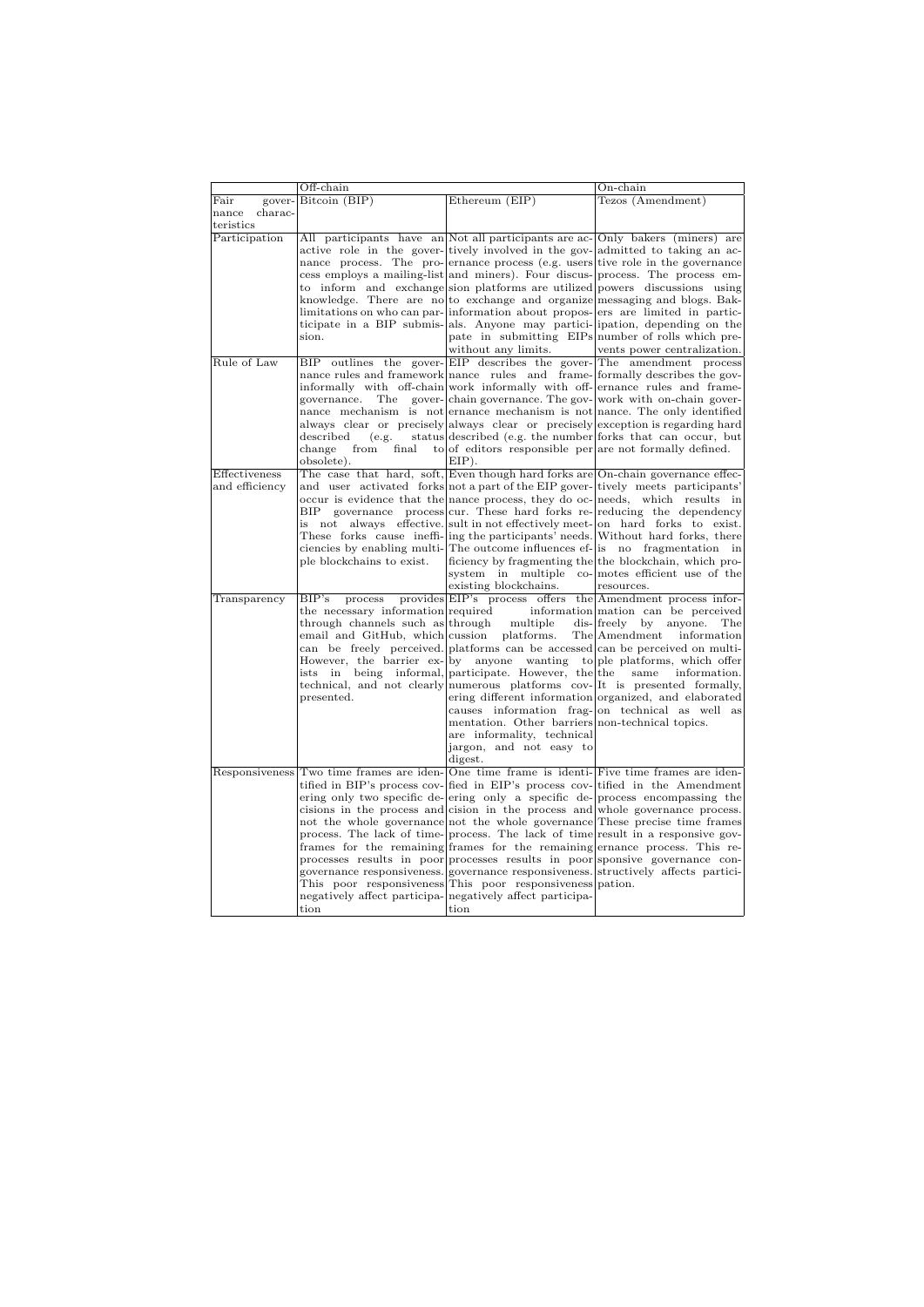| | Off-chain | | On-chain |
|---|---|---|---|
| Fair governance characteristics | Bitcoin (BIP) | Ethereum (EIP) | Tezos (Amendment) |
| Participation | All participants have an active role in the governance process. The process employs a mailing-list to inform and exchange knowledge. There are no limitations on who can participate in a BIP submission. | Not all participants are actively involved in the governance process (e.g. users and miners). Four discussion platforms are utilized to exchange and organize information about proposals. Anyone may participate in submitting EIPs without any limits. | Only bakers (miners) are admitted to taking an active role in the governance process. The process empowers discussions using messaging and blogs. Bakers are limited in participation, depending on the number of rolls which prevents power centralization. |
| Rule of Law | BIP outlines the governance rules and framework informally with off-chain governance. The governance mechanism is not always clear or precisely described (e.g. status change from final to obsolete). | EIP describes the governance rules and framework informally with off-chain governance. The governance mechanism is not always clear or precisely described (e.g. the number of editors responsible per EIP). | The amendment process formally describes the governance rules and framework with on-chain governance. The only identified exception is regarding hard forks that can occur, but are not formally defined. |
| Effectiveness and efficiency | The case that hard, soft, and user activated forks occur is evidence that the BIP governance process is not always effective. These forks cause inefficiencies by enabling multiple blockchains to exist. | Even though hard forks are not a part of the EIP governance process, they do occur. These hard forks result in not effectively meeting the participants' needs. The outcome influences efficiency by fragmenting the system in multiple co-existing blockchains. | On-chain governance effectively meets participants' needs, which results in reducing the dependency on hard forks to exist. Without hard forks, there is no fragmentation in the blockchain, which promotes efficient use of the resources. |
| Transparency | BIP's process provides the necessary information through channels such as email and GitHub, which can be freely perceived. However, the barrier exists in being informal, technical, and not clearly presented. | EIP's process offers the required information through multiple discussion platforms. The platforms can be accessed by anyone wanting to participate. However, the numerous platforms covering different information causes information fragmentation. Other barriers are informality, technical jargon, and not easy to digest. | Amendment process information can be perceived freely by anyone. The Amendment information can be perceived on multiple platforms, which offer the same information. It is presented formally, organized, and elaborated on technical as well as non-technical topics. |
| Responsiveness | Two time frames are identified in BIP's process covering only two specific decisions in the process and not the whole governance process. The lack of timeframes for the remaining processes results in poor governance responsiveness. This poor responsiveness negatively affect participation | One time frame is identified in EIP's process covering only a specific decision in the process and not the whole governance process. The lack of time frames for the remaining processes results in poor governance responsiveness. This poor responsiveness negatively affect participation | Five time frames are identified in the Amendment process encompassing the whole governance process. These precise time frames result in a responsive governance process. This responsive governance constructively affects participation. |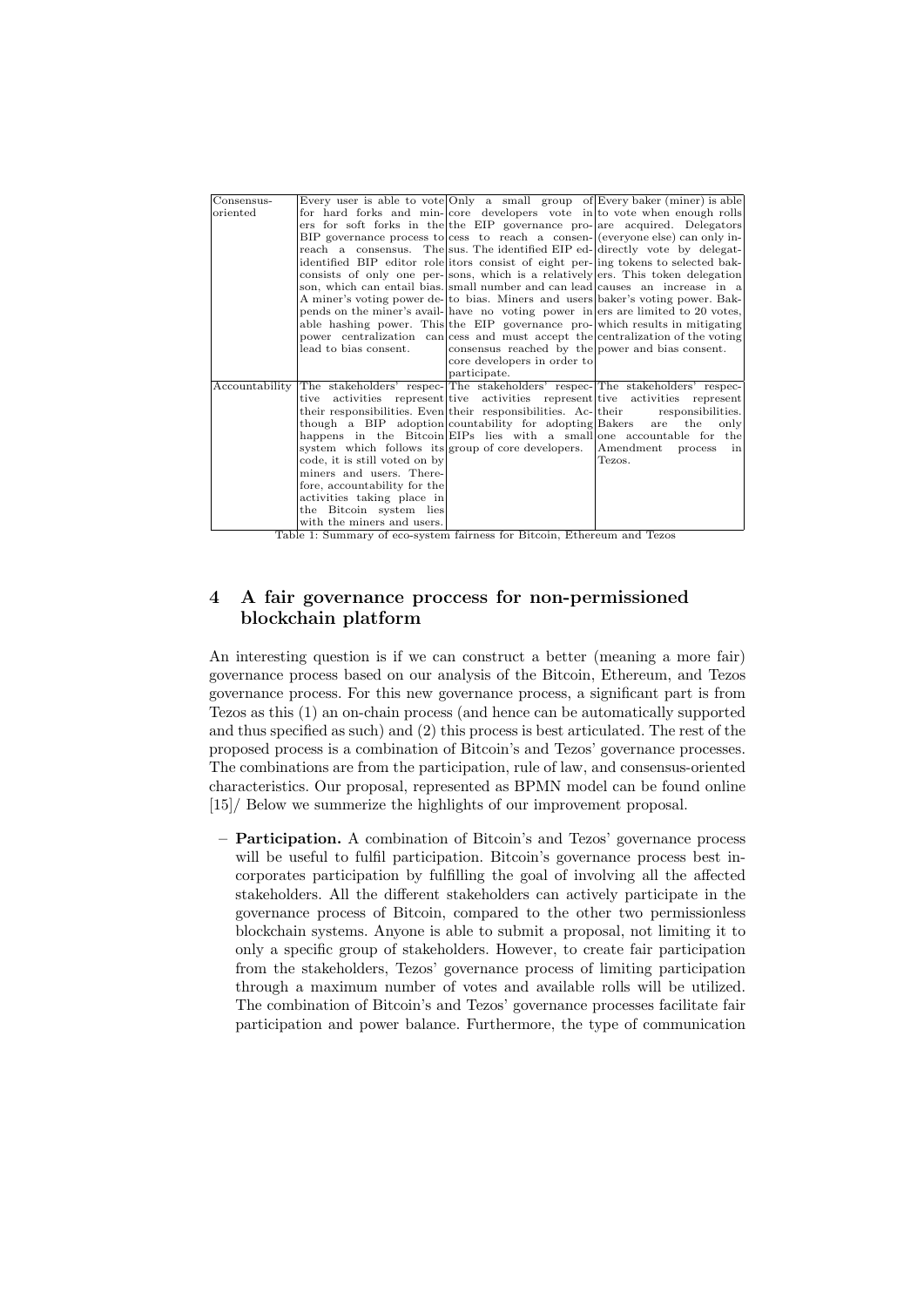| | | | |
|---|---|---|---|
| Consensus-oriented | Every user is able to vote for hard forks and miners for soft forks in the BIP governance process to reach a consensus. The identified BIP editor role consists of only one person, which can entail bias. A miner's voting power depends on the miner's available hashing power. This power centralization can lead to bias consent. | Only a small group of core developers vote in the EIP governance process to reach a consensus. The identified EIP editors consist of eight persons, which is a relatively small number and can lead to bias. Miners and users have no voting power in the EIP governance process and must accept the consensus reached by the core developers in order to participate. | Every baker (miner) is able to vote when enough rolls are acquired. Delegators (everyone else) can only indirectly vote by delegating tokens to selected bakers. This token delegation causes an increase in a baker's voting power. Bakers are limited to 20 votes, which results in mitigating centralization of the voting power and bias consent. |
| Accountability | The stakeholders' respective activities represent their responsibilities. Even though a BIP adoption happens in the Bitcoin system which follows its code, it is still voted on by miners and users. Therefore, accountability for the activities taking place in the Bitcoin system lies with the miners and users. | The stakeholders' respective activities represent their responsibilities. Accountability for adopting EIPs lies with a small group of core developers. | The stakeholders' respective activities represent their responsibilities. Bakers are the only one accountable for the Amendment process in Tezos. |

Table 1: Summary of eco-system fairness for Bitcoin, Ethereum and Tezos

## 4 A fair governance proccess for non-permissioned blockchain platform

An interesting question is if we can construct a better (meaning a more fair) governance process based on our analysis of the Bitcoin, Ethereum, and Tezos governance process. For this new governance process, a significant part is from Tezos as this (1) an on-chain process (and hence can be automatically supported and thus specified as such) and (2) this process is best articulated. The rest of the proposed process is a combination of Bitcoin's and Tezos' governance processes. The combinations are from the participation, rule of law, and consensus-oriented characteristics. Our proposal, represented as BPMN model can be found online [15]/ Below we summerize the highlights of our improvement proposal.

– **Participation.** A combination of Bitcoin's and Tezos' governance process will be useful to fulfil participation. Bitcoin's governance process best incorporates participation by fulfilling the goal of involving all the affected stakeholders. All the different stakeholders can actively participate in the governance process of Bitcoin, compared to the other two permissionless blockchain systems. Anyone is able to submit a proposal, not limiting it to only a specific group of stakeholders. However, to create fair participation from the stakeholders, Tezos' governance process of limiting participation through a maximum number of votes and available rolls will be utilized. The combination of Bitcoin's and Tezos' governance processes facilitate fair participation and power balance. Furthermore, the type of communication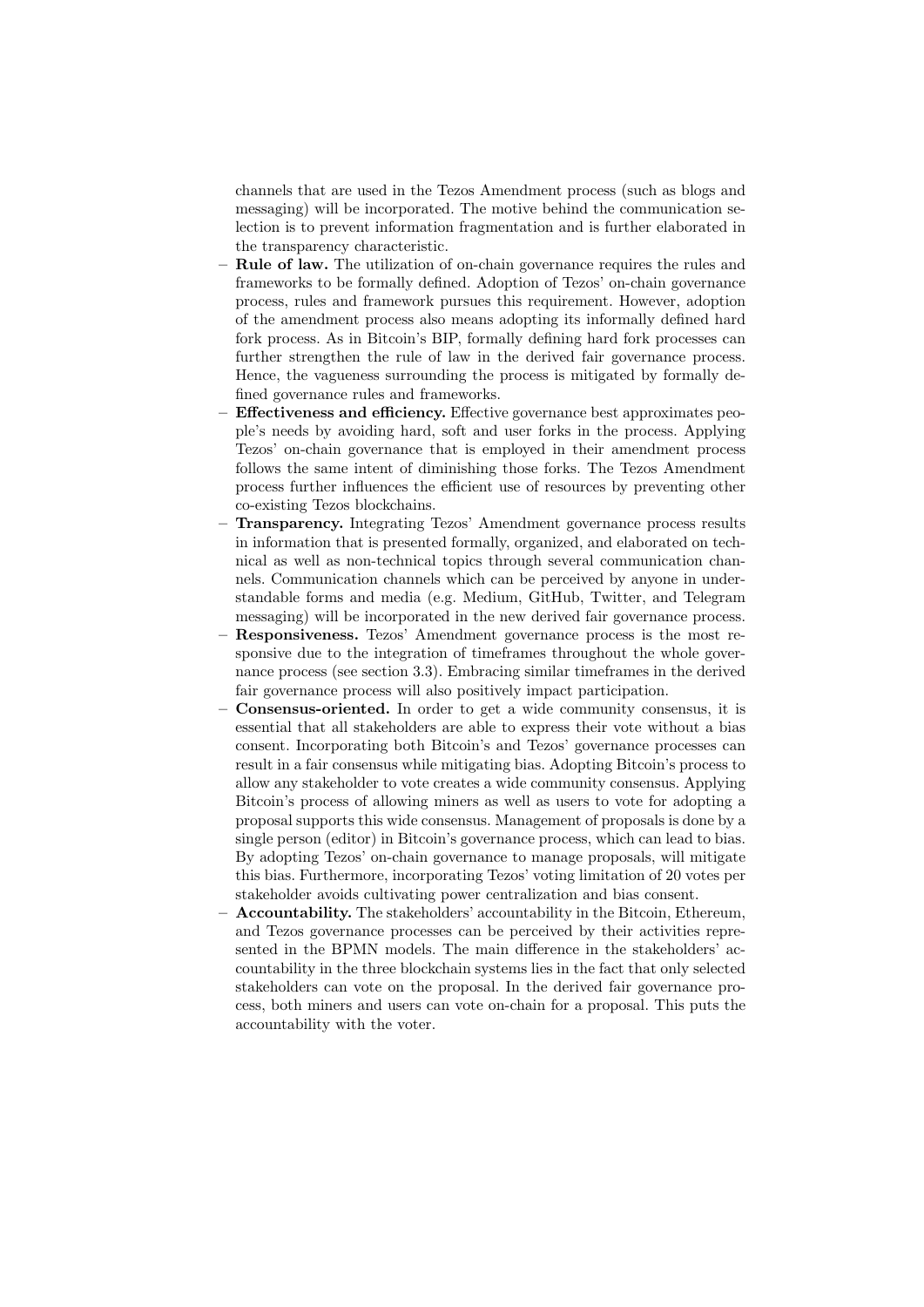channels that are used in the Tezos Amendment process (such as blogs and messaging) will be incorporated. The motive behind the communication selection is to prevent information fragmentation and is further elaborated in the transparency characteristic.

- **Rule of law.** The utilization of on-chain governance requires the rules and frameworks to be formally defined. Adoption of Tezos' on-chain governance process, rules and framework pursues this requirement. However, adoption of the amendment process also means adopting its informally defined hard fork process. As in Bitcoin's BIP, formally defining hard fork processes can further strengthen the rule of law in the derived fair governance process. Hence, the vagueness surrounding the process is mitigated by formally defined governance rules and frameworks.
- **Effectiveness and efficiency.** Effective governance best approximates people's needs by avoiding hard, soft and user forks in the process. Applying Tezos' on-chain governance that is employed in their amendment process follows the same intent of diminishing those forks. The Tezos Amendment process further influences the efficient use of resources by preventing other co-existing Tezos blockchains.
- **Transparency.** Integrating Tezos' Amendment governance process results in information that is presented formally, organized, and elaborated on technical as well as non-technical topics through several communication channels. Communication channels which can be perceived by anyone in understandable forms and media (e.g. Medium, GitHub, Twitter, and Telegram messaging) will be incorporated in the new derived fair governance process.
- **Responsiveness.** Tezos' Amendment governance process is the most responsive due to the integration of timeframes throughout the whole governance process (see section 3.3). Embracing similar timeframes in the derived fair governance process will also positively impact participation.
- **Consensus-oriented.** In order to get a wide community consensus, it is essential that all stakeholders are able to express their vote without a bias consent. Incorporating both Bitcoin's and Tezos' governance processes can result in a fair consensus while mitigating bias. Adopting Bitcoin's process to allow any stakeholder to vote creates a wide community consensus. Applying Bitcoin's process of allowing miners as well as users to vote for adopting a proposal supports this wide consensus. Management of proposals is done by a single person (editor) in Bitcoin's governance process, which can lead to bias. By adopting Tezos' on-chain governance to manage proposals, will mitigate this bias. Furthermore, incorporating Tezos' voting limitation of 20 votes per stakeholder avoids cultivating power centralization and bias consent.
- **Accountability.** The stakeholders' accountability in the Bitcoin, Ethereum, and Tezos governance processes can be perceived by their activities represented in the BPMN models. The main difference in the stakeholders' accountability in the three blockchain systems lies in the fact that only selected stakeholders can vote on the proposal. In the derived fair governance process, both miners and users can vote on-chain for a proposal. This puts the accountability with the voter.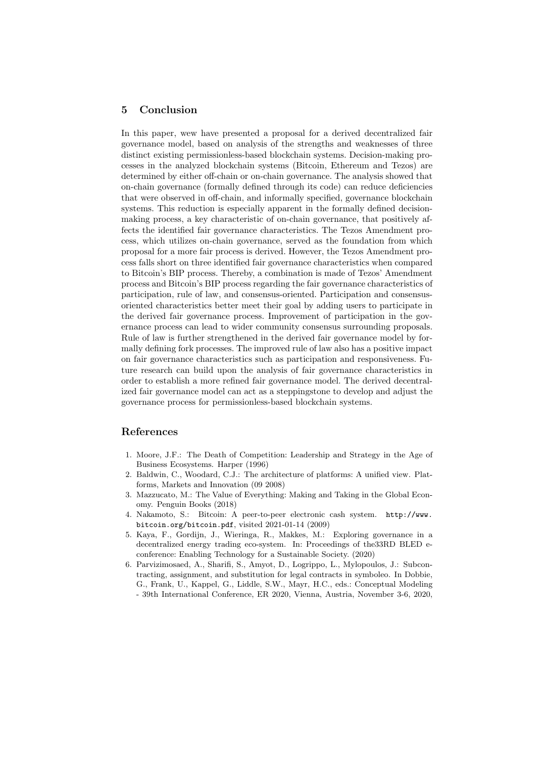## 5 Conclusion

In this paper, wew have presented a proposal for a derived decentralized fair governance model, based on analysis of the strengths and weaknesses of three distinct existing permissionless-based blockchain systems. Decision-making processes in the analyzed blockchain systems (Bitcoin, Ethereum and Tezos) are determined by either off-chain or on-chain governance. The analysis showed that on-chain governance (formally defined through its code) can reduce deficiencies that were observed in off-chain, and informally specified, governance blockchain systems. This reduction is especially apparent in the formally defined decision-making process, a key characteristic of on-chain governance, that positively affects the identified fair governance characteristics. The Tezos Amendment process, which utilizes on-chain governance, served as the foundation from which proposal for a more fair process is derived. However, the Tezos Amendment process falls short on three identified fair governance characteristics when compared to Bitcoin's BIP process. Thereby, a combination is made of Tezos' Amendment process and Bitcoin's BIP process regarding the fair governance characteristics of participation, rule of law, and consensus-oriented. Participation and consensus-oriented characteristics better meet their goal by adding users to participate in the derived fair governance process. Improvement of participation in the governance process can lead to wider community consensus surrounding proposals. Rule of law is further strengthened in the derived fair governance model by formally defining fork processes. The improved rule of law also has a positive impact on fair governance characteristics such as participation and responsiveness. Future research can build upon the analysis of fair governance characteristics in order to establish a more refined fair governance model. The derived decentralized fair governance model can act as a steppingstone to develop and adjust the governance process for permissionless-based blockchain systems.

## References

1. Moore, J.F.: The Death of Competition: Leadership and Strategy in the Age of Business Ecosystems. Harper (1996)
2. Baldwin, C., Woodard, C.J.: The architecture of platforms: A unified view. Platforms, Markets and Innovation (09 2008)
3. Mazzucato, M.: The Value of Everything: Making and Taking in the Global Economy. Penguin Books (2018)
4. Nakamoto, S.: Bitcoin: A peer-to-peer electronic cash system. `http://www.bitcoin.org/bitcoin.pdf`, visited 2021-01-14 (2009)
5. Kaya, F., Gordijn, J., Wieringa, R., Makkes, M.: Exploring governance in a decentralized energy trading eco-system. In: Proceedings of the33RD BLED e-conference: Enabling Technology for a Sustainable Society. (2020)
6. Parvizimosaed, A., Sharifi, S., Amyot, D., Logrippo, L., Mylopoulos, J.: Subcontracting, assignment, and substitution for legal contracts in symboleo. In Dobbie, G., Frank, U., Kappel, G., Liddle, S.W., Mayr, H.C., eds.: Conceptual Modeling - 39th International Conference, ER 2020, Vienna, Austria, November 3-6, 2020,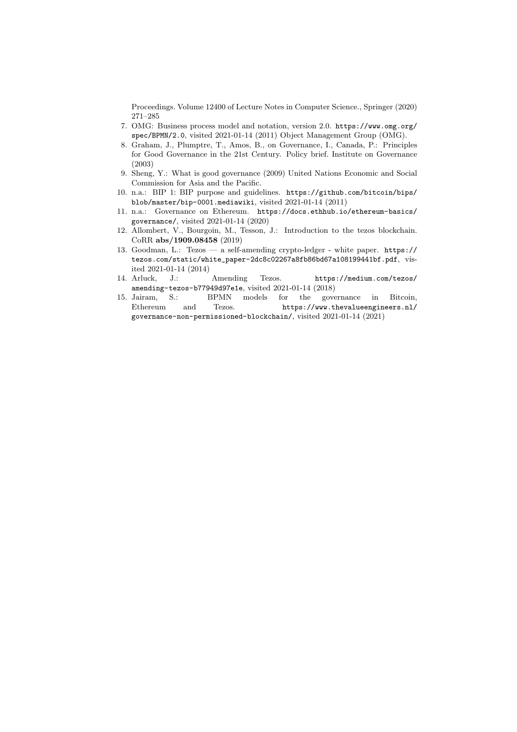Proceedings. Volume 12400 of Lecture Notes in Computer Science., Springer (2020) 271–285

7. OMG: Business process model and notation, version 2.0. https://www.omg.org/spec/BPMN/2.0, visited 2021-01-14 (2011) Object Management Group (OMG).
8. Graham, J., Plumptre, T., Amos, B., on Governance, I., Canada, P.: Principles for Good Governance in the 21st Century. Policy brief. Institute on Governance (2003)
9. Sheng, Y.: What is good governance (2009) United Nations Economic and Social Commission for Asia and the Pacific.
10. n.a.: BIP 1: BIP purpose and guidelines. https://github.com/bitcoin/bips/blob/master/bip-0001.mediawiki, visited 2021-01-14 (2011)
11. n.a.: Governance on Ethereum. https://docs.ethhub.io/ethereum-basics/governance/, visited 2021-01-14 (2020)
12. Allombert, V., Bourgoin, M., Tesson, J.: Introduction to the tezos blockchain. CoRR **abs/1909.08458** (2019)
13. Goodman, L.: Tezos — a self-amending crypto-ledger - white paper. https://tezos.com/static/white_paper-2dc8c02267a8fb86bd67a108199441bf.pdf, visited 2021-01-14 (2014)
14. Arluck, J.: Amending Tezos. https://medium.com/tezos/amending-tezos-b77949d97e1e, visited 2021-01-14 (2018)
15. Jairam, S.: BPMN models for the governance in Bitcoin, Ethereum and Tezos. https://www.thevalueengineers.nl/governance-non-permissioned-blockchain/, visited 2021-01-14 (2021)